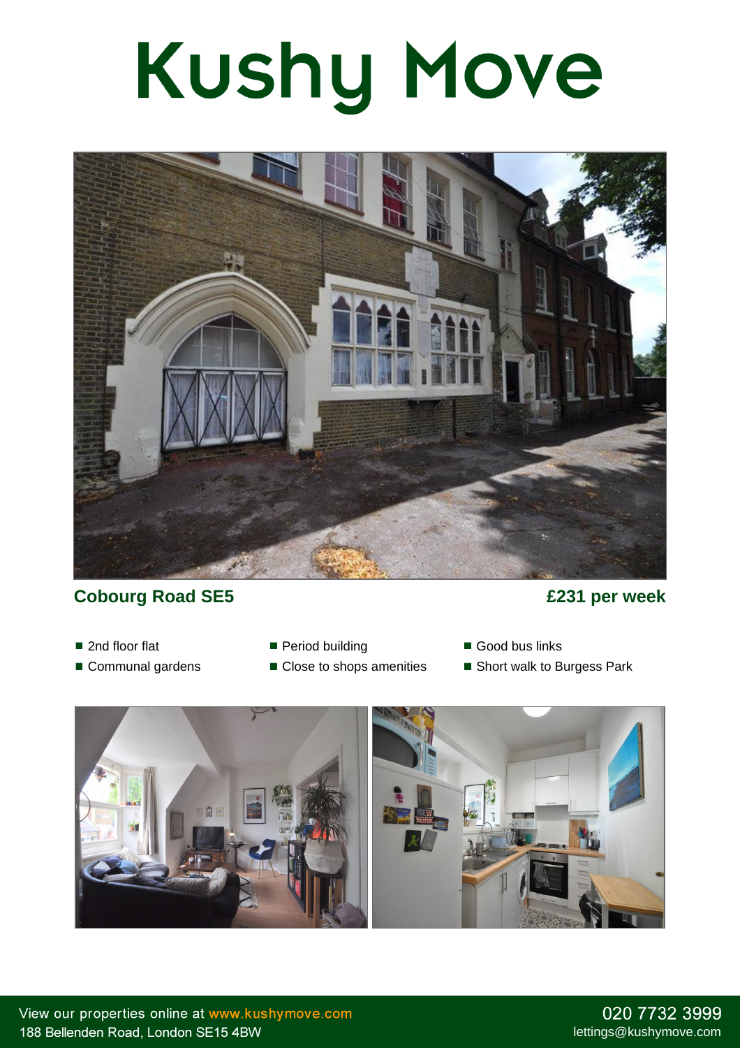# Kushy Move

**Cobourg Road SE5** **£231 per week**

- 2nd floor flat
- Communal gardens
- Period building
- Close to shops amenities
- Good bus links
- Short walk to Burgess Park

View our properties online at www.kushymove.com
188 Bellenden Road, London SE15 4BW

020 7732 3999
lettings@kushymove.com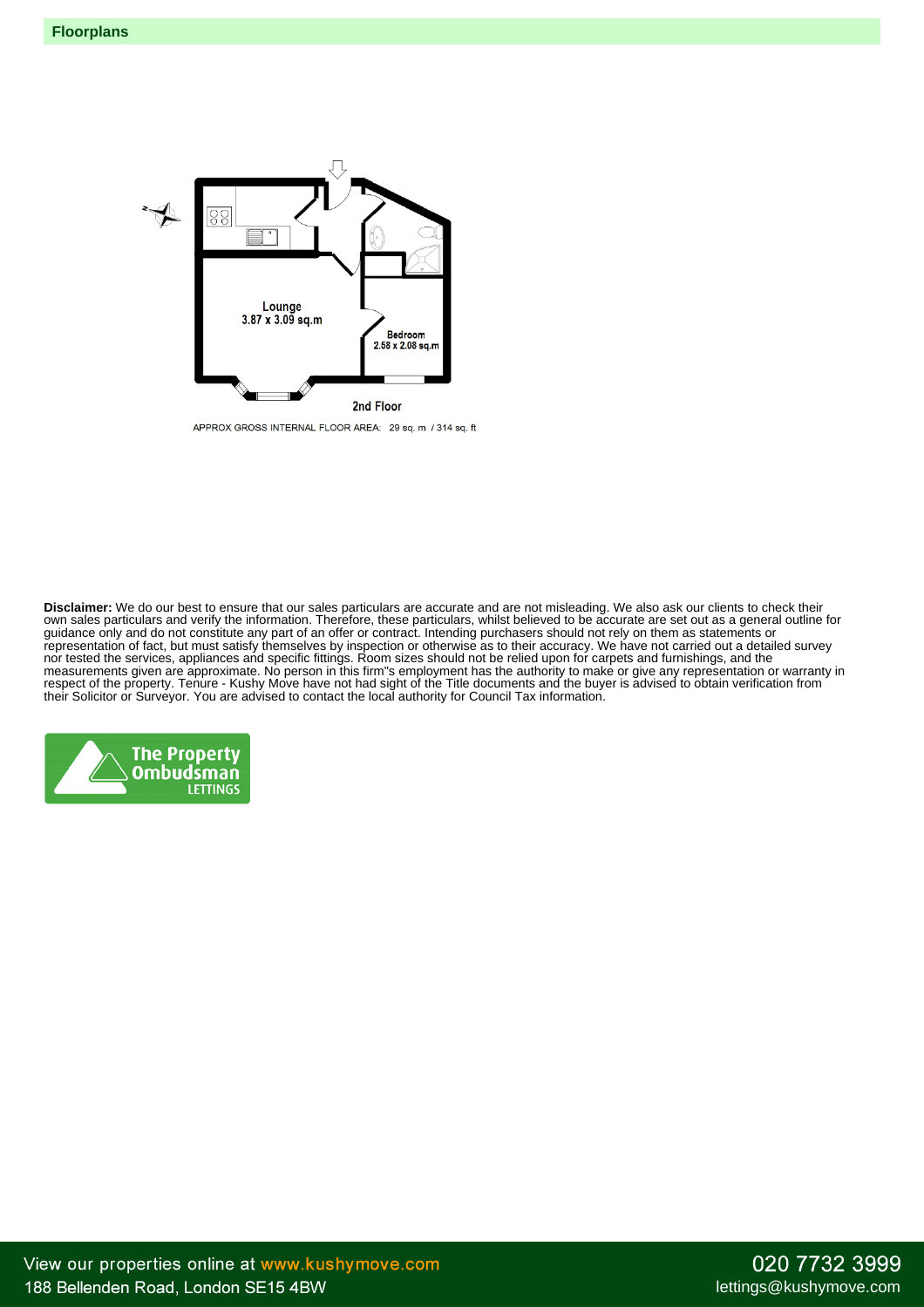## Floorplans

Lounge
3.87 x 3.09 sq.m

Bedroom
2.58 x 2.08 sq.m

2nd Floor

APPROX GROSS INTERNAL FLOOR AREA: 29 sq. m / 314 sq. ft

**Disclaimer:** We do our best to ensure that our sales particulars are accurate and are not misleading. We also ask our clients to check their own sales particulars and verify the information. Therefore, these particulars, whilst believed to be accurate are set out as a general outline for guidance only and do not constitute any part of an offer or contract. Intending purchasers should not rely on them as statements or representation of fact, but must satisfy themselves by inspection or otherwise as to their accuracy. We have not carried out a detailed survey nor tested the services, appliances and specific fittings. Room sizes should not be relied upon for carpets and furnishings, and the measurements given are approximate. No person in this firm''s employment has the authority to make or give any representation or warranty in respect of the property. Tenure - Kushy Move have not had sight of the Title documents and the buyer is advised to obtain verification from their Solicitor or Surveyor. You are advised to contact the local authority for Council Tax information.

The Property Ombudsman LETTINGS

View our properties online at www.kushymove.com
188 Bellenden Road, London SE15 4BW

020 7732 3999
lettings@kushymove.com